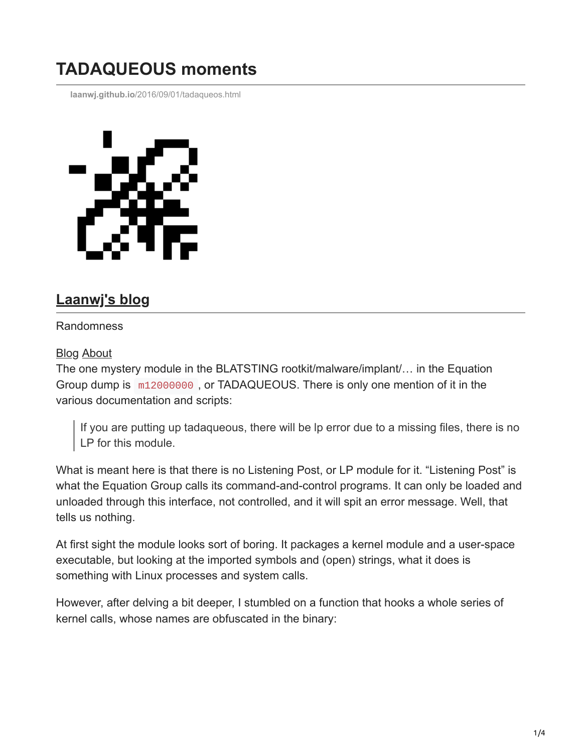# TADAQUEOUS moments

laanwj.github.io/2016/09/01/tadaqueos.html

## Laanwj's blog

Randomness

Blog About

The one mystery module in the BLATSTING rootkit/malware/implant/… in the Equation Group dump is `m12000000`, or TADAQUEOUS. There is only one mention of it in the various documentation and scripts:

> If you are putting up tadaqueous, there will be lp error due to a missing files, there is no LP for this module.

What is meant here is that there is no Listening Post, or LP module for it. "Listening Post" is what the Equation Group calls its command-and-control programs. It can only be loaded and unloaded through this interface, not controlled, and it will spit an error message. Well, that tells us nothing.

At first sight the module looks sort of boring. It packages a kernel module and a user-space executable, but looking at the imported symbols and (open) strings, what it does is something with Linux processes and system calls.

However, after delving a bit deeper, I stumbled on a function that hooks a whole series of kernel calls, whose names are obfuscated in the binary: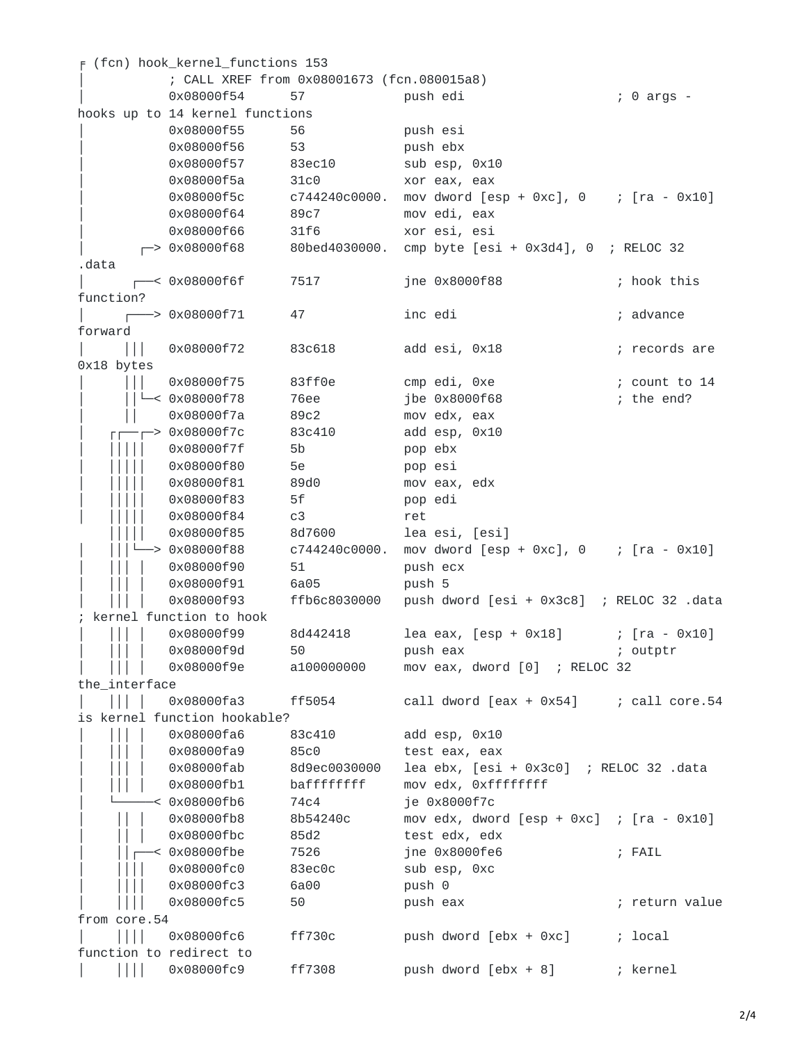```
╒ (fcn) hook_kernel_functions 153
│           ; CALL XREF from 0x08001673 (fcn.080015a8)
│           0x08000f54      57             push edi                    ; 0 args -
hooks up to 14 kernel functions
│           0x08000f55      56             push esi
│           0x08000f56      53             push ebx
│           0x08000f57      83ec10         sub esp, 0x10
│           0x08000f5a      31c0           xor eax, eax
│           0x08000f5c      c744240c0000.  mov dword [esp + 0xc], 0    ; [ra - 0x10]
│           0x08000f64      89c7           mov edi, eax
│           0x08000f66      31f6           xor esi, esi
│       ┌─> 0x08000f68      80bed4030000.  cmp byte [esi + 0x3d4], 0  ; RELOC 32
.data
│      ┌──< 0x08000f6f      7517           jne 0x8000f88               ; hook this
function?
│     ┌───> 0x08000f71      47             inc edi                     ; advance
forward
│     |||   0x08000f72      83c618         add esi, 0x18               ; records are
0x18 bytes
│     |||   0x08000f75      83ff0e         cmp edi, 0xe                ; count to 14
│     ||└─< 0x08000f78      76ee           jbe 0x8000f68               ; the end?
│     ||    0x08000f7a      89c2           mov edx, eax
│   ┌┌──┌─> 0x08000f7c      83c410         add esp, 0x10
│   |||||   0x08000f7f      5b             pop ebx
│   |||||   0x08000f80      5e             pop esi
│   |||||   0x08000f81      89d0           mov eax, edx
│   |||||   0x08000f83      5f             pop edi
│   |||||   0x08000f84      c3             ret
    |||||   0x08000f85      8d7600         lea esi, [esi]
│   |||└──> 0x08000f88      c744240c0000.  mov dword [esp + 0xc], 0    ; [ra - 0x10]
│   ||| |   0x08000f90      51             push ecx
│   ||| |   0x08000f91      6a05           push 5
│   ||| |   0x08000f93      ffb6c8030000   push dword [esi + 0x3c8]  ; RELOC 32 .data
; kernel function to hook
│   ||| |   0x08000f99      8d442418       lea eax, [esp + 0x18]       ; [ra - 0x10]
│   ||| |   0x08000f9d      50             push eax                    ; outptr
│   ||| |   0x08000f9e      a100000000     mov eax, dword [0]  ; RELOC 32
the_interface
│   ||| |   0x08000fa3      ff5054         call dword [eax + 0x54]     ; call core.54
is kernel function hookable?
│   ||| |   0x08000fa6      83c410         add esp, 0x10
│   ||| |   0x08000fa9      85c0           test eax, eax
│   ||| |   0x08000fab      8d9ec0030000   lea ebx, [esi + 0x3c0]  ; RELOC 32 .data
│   ||| |   0x08000fb1      baffffffff     mov edx, 0xffffffff
│   └─────< 0x08000fb6      74c4           je 0x8000f7c
│    || |   0x08000fb8      8b54240c       mov edx, dword [esp + 0xc]  ; [ra - 0x10]
│    || |   0x08000fbc      85d2           test edx, edx
│    ||┌──< 0x08000fbe      7526           jne 0x8000fe6               ; FAIL
│    ||||   0x08000fc0      83ec0c         sub esp, 0xc
│    ||||   0x08000fc3      6a00           push 0
│    ||||   0x08000fc5      50             push eax                    ; return value
from core.54
│    ||||   0x08000fc6      ff730c         push dword [ebx + 0xc]      ; local
function to redirect to
│    ||||   0x08000fc9      ff7308         push dword [ebx + 8]        ; kernel
```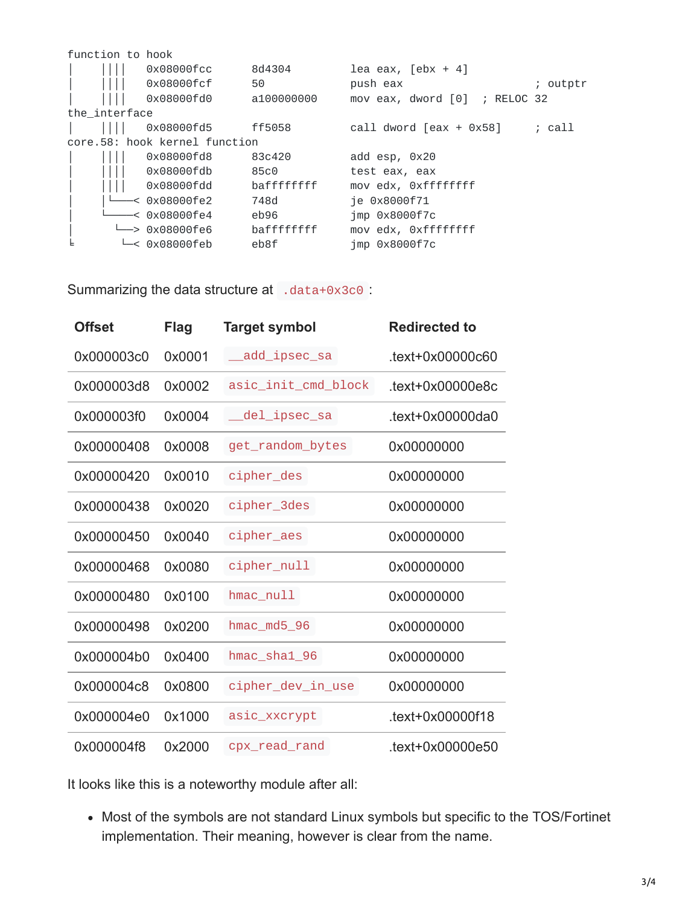```
function to hook
|    ||||   0x08000fcc      8d4304          lea eax, [ebx + 4]
|    ||||   0x08000fcf      50              push eax                   ; outptr
|    ||||   0x08000fd0      a100000000      mov eax, dword [0]  ; RELOC 32
the_interface
|    ||||   0x08000fd5      ff5058          call dword [eax + 0x58]     ; call
core.58: hook kernel function
|    ||||   0x08000fd8      83c420          add esp, 0x20
|    ||||   0x08000fdb      85c0            test eax, eax
|    ||||   0x08000fdd      baffffffff      mov edx, 0xffffffff
|    |└───< 0x08000fe2      748d            je 0x8000f71
|    └────< 0x08000fe4      eb96            jmp 0x8000f7c
|       └─> 0x08000fe6      baffffffff      mov edx, 0xffffffff
└        └< 0x08000feb      eb8f            jmp 0x8000f7c
```

Summarizing the data structure at `.data+0x3c0`:

| Offset | Flag | Target symbol | Redirected to |
|---|---|---|---|
| 0x000003c0 | 0x0001 | `__add_ipsec_sa` | .text+0x00000c60 |
| 0x000003d8 | 0x0002 | `asic_init_cmd_block` | .text+0x00000e8c |
| 0x000003f0 | 0x0004 | `__del_ipsec_sa` | .text+0x00000da0 |
| 0x00000408 | 0x0008 | `get_random_bytes` | 0x00000000 |
| 0x00000420 | 0x0010 | `cipher_des` | 0x00000000 |
| 0x00000438 | 0x0020 | `cipher_3des` | 0x00000000 |
| 0x00000450 | 0x0040 | `cipher_aes` | 0x00000000 |
| 0x00000468 | 0x0080 | `cipher_null` | 0x00000000 |
| 0x00000480 | 0x0100 | `hmac_null` | 0x00000000 |
| 0x00000498 | 0x0200 | `hmac_md5_96` | 0x00000000 |
| 0x000004b0 | 0x0400 | `hmac_sha1_96` | 0x00000000 |
| 0x000004c8 | 0x0800 | `cipher_dev_in_use` | 0x00000000 |
| 0x000004e0 | 0x1000 | `asic_xxcrypt` | .text+0x00000f18 |
| 0x000004f8 | 0x2000 | `cpx_read_rand` | .text+0x00000e50 |

It looks like this is a noteworthy module after all:

- Most of the symbols are not standard Linux symbols but specific to the TOS/Fortinet implementation. Their meaning, however is clear from the name.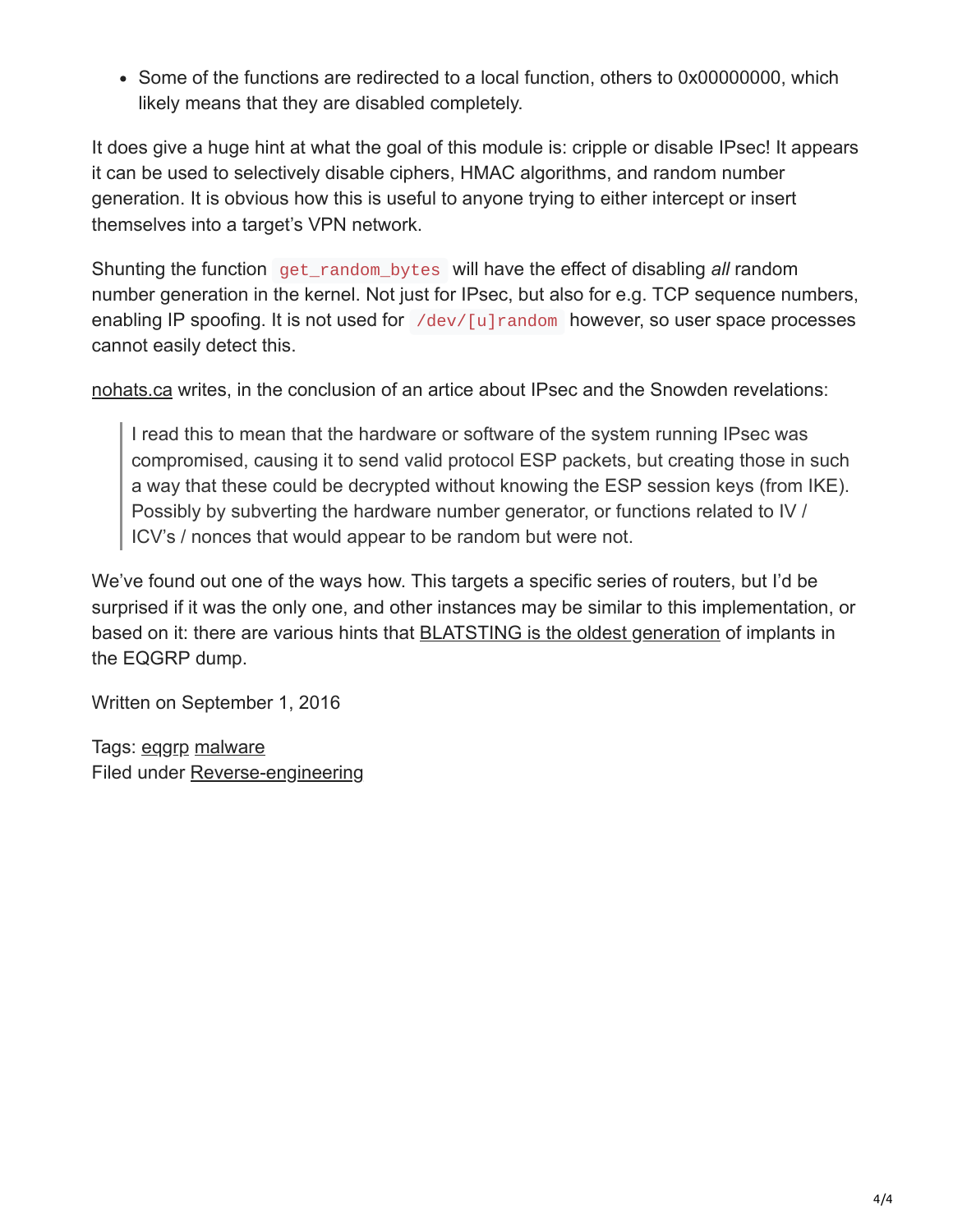- Some of the functions are redirected to a local function, others to 0x00000000, which likely means that they are disabled completely.

It does give a huge hint at what the goal of this module is: cripple or disable IPsec! It appears it can be used to selectively disable ciphers, HMAC algorithms, and random number generation. It is obvious how this is useful to anyone trying to either intercept or insert themselves into a target's VPN network.

Shunting the function `get_random_bytes` will have the effect of disabling *all* random number generation in the kernel. Not just for IPsec, but also for e.g. TCP sequence numbers, enabling IP spoofing. It is not used for `/dev/[u]random` however, so user space processes cannot easily detect this.

nohats.ca writes, in the conclusion of an artice about IPsec and the Snowden revelations:

> I read this to mean that the hardware or software of the system running IPsec was compromised, causing it to send valid protocol ESP packets, but creating those in such a way that these could be decrypted without knowing the ESP session keys (from IKE). Possibly by subverting the hardware number generator, or functions related to IV / ICV's / nonces that would appear to be random but were not.

We've found out one of the ways how. This targets a specific series of routers, but I'd be surprised if it was the only one, and other instances may be similar to this implementation, or based on it: there are various hints that BLATSTING is the oldest generation of implants in the EQGRP dump.

Written on September 1, 2016

Tags: eqgrp malware
Filed under Reverse-engineering